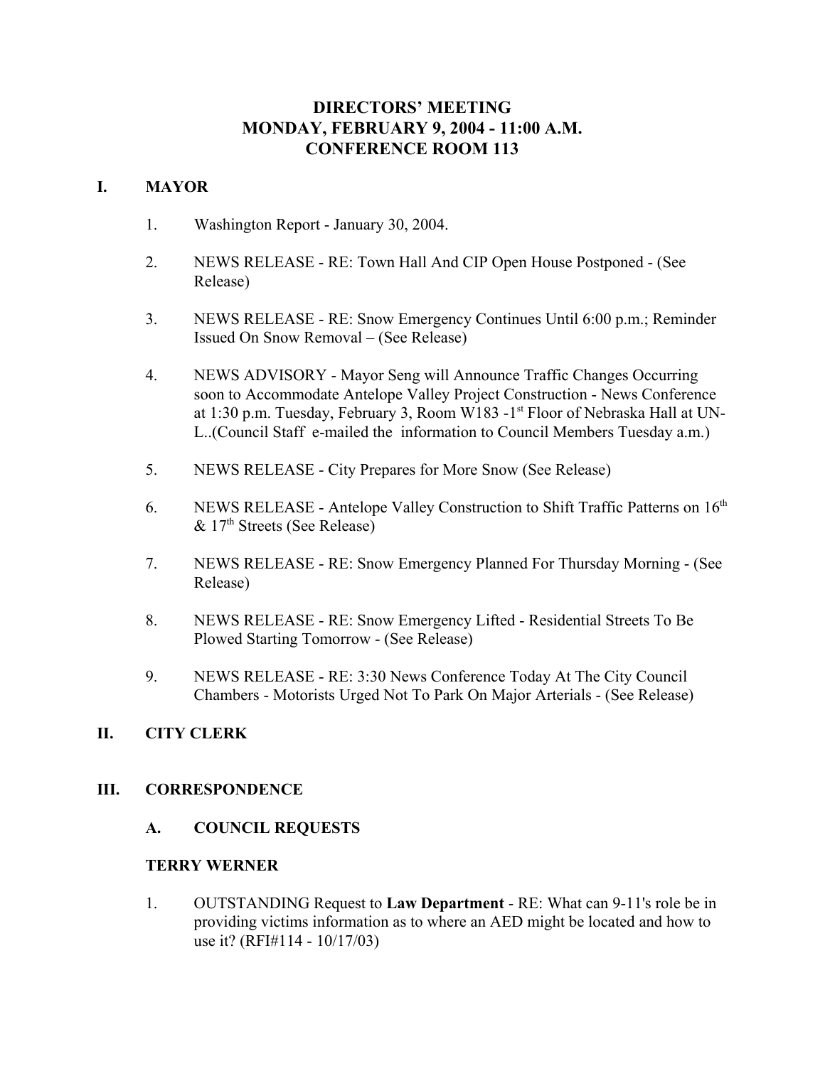# DIRECTORS' MEETING
# MONDAY, FEBRUARY 9, 2004 - 11:00 A.M.
# CONFERENCE ROOM 113

## I. MAYOR

1. Washington Report - January 30, 2004.

2. NEWS RELEASE - RE: Town Hall And CIP Open House Postponed - (See Release)

3. NEWS RELEASE - RE: Snow Emergency Continues Until 6:00 p.m.; Reminder Issued On Snow Removal – (See Release)

4. NEWS ADVISORY - Mayor Seng will Announce Traffic Changes Occurring soon to Accommodate Antelope Valley Project Construction - News Conference at 1:30 p.m. Tuesday, February 3, Room W183 -1st Floor of Nebraska Hall at UN-L..(Council Staff e-mailed the information to Council Members Tuesday a.m.)

5. NEWS RELEASE - City Prepares for More Snow (See Release)

6. NEWS RELEASE - Antelope Valley Construction to Shift Traffic Patterns on 16th & 17th Streets (See Release)

7. NEWS RELEASE - RE: Snow Emergency Planned For Thursday Morning - (See Release)

8. NEWS RELEASE - RE: Snow Emergency Lifted - Residential Streets To Be Plowed Starting Tomorrow - (See Release)

9. NEWS RELEASE - RE: 3:30 News Conference Today At The City Council Chambers - Motorists Urged Not To Park On Major Arterials - (See Release)

## II. CITY CLERK

## III. CORRESPONDENCE

### A. COUNCIL REQUESTS

**TERRY WERNER**

1. OUTSTANDING Request to **Law Department** - RE: What can 9-11's role be in providing victims information as to where an AED might be located and how to use it? (RFI#114 - 10/17/03)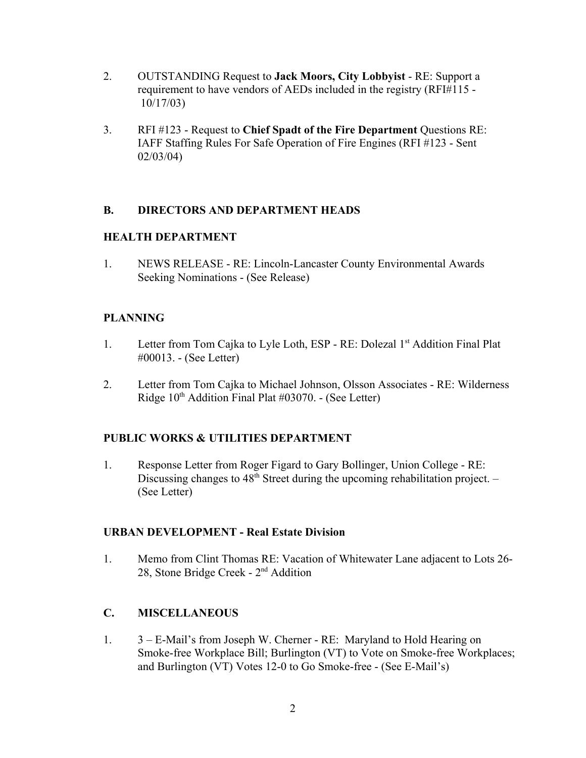2. OUTSTANDING Request to **Jack Moors, City Lobbyist** - RE: Support a requirement to have vendors of AEDs included in the registry (RFI#115 - 10/17/03)

3. RFI #123 - Request to **Chief Spadt of the Fire Department** Questions RE: IAFF Staffing Rules For Safe Operation of Fire Engines (RFI #123 - Sent 02/03/04)

## B. DIRECTORS AND DEPARTMENT HEADS

### HEALTH DEPARTMENT

1. NEWS RELEASE - RE: Lincoln-Lancaster County Environmental Awards Seeking Nominations - (See Release)

### PLANNING

1. Letter from Tom Cajka to Lyle Loth, ESP - RE: Dolezal 1st Addition Final Plat #00013. - (See Letter)

2. Letter from Tom Cajka to Michael Johnson, Olsson Associates - RE: Wilderness Ridge 10th Addition Final Plat #03070. - (See Letter)

### PUBLIC WORKS & UTILITIES DEPARTMENT

1. Response Letter from Roger Figard to Gary Bollinger, Union College - RE: Discussing changes to 48th Street during the upcoming rehabilitation project. – (See Letter)

### URBAN DEVELOPMENT - Real Estate Division

1. Memo from Clint Thomas RE: Vacation of Whitewater Lane adjacent to Lots 26-28, Stone Bridge Creek - 2nd Addition

## C. MISCELLANEOUS

1. 3 – E-Mail's from Joseph W. Cherner - RE: Maryland to Hold Hearing on Smoke-free Workplace Bill; Burlington (VT) to Vote on Smoke-free Workplaces; and Burlington (VT) Votes 12-0 to Go Smoke-free - (See E-Mail's)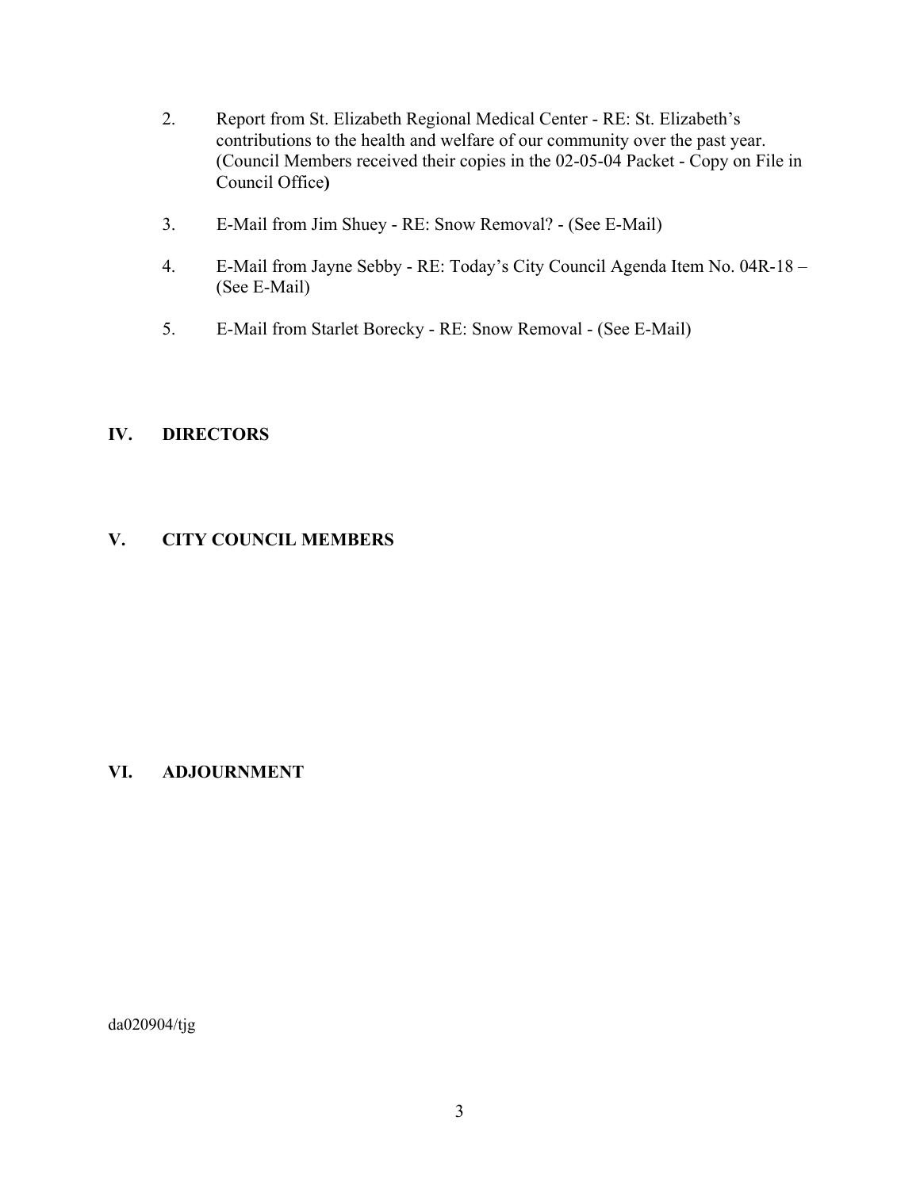2. Report from St. Elizabeth Regional Medical Center - RE: St. Elizabeth's contributions to the health and welfare of our community over the past year. (Council Members received their copies in the 02-05-04 Packet - Copy on File in Council Office**)**

3. E-Mail from Jim Shuey - RE: Snow Removal? - (See E-Mail)

4. E-Mail from Jayne Sebby - RE: Today's City Council Agenda Item No. 04R-18 – (See E-Mail)

5. E-Mail from Starlet Borecky - RE: Snow Removal - (See E-Mail)

## IV. DIRECTORS

## V. CITY COUNCIL MEMBERS

## VI. ADJOURNMENT

da020904/tjg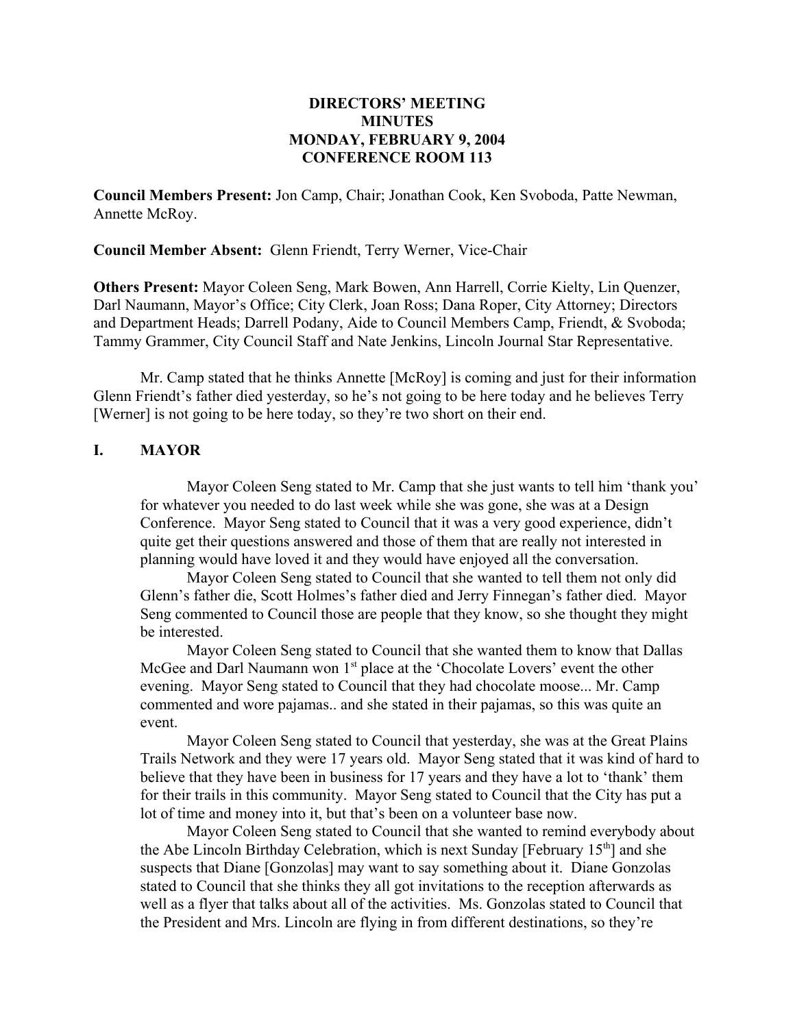**DIRECTORS' MEETING**
**MINUTES**
**MONDAY, FEBRUARY 9, 2004**
**CONFERENCE ROOM 113**

**Council Members Present:** Jon Camp, Chair; Jonathan Cook, Ken Svoboda, Patte Newman, Annette McRoy.

**Council Member Absent:** Glenn Friendt, Terry Werner, Vice-Chair

**Others Present:** Mayor Coleen Seng, Mark Bowen, Ann Harrell, Corrie Kielty, Lin Quenzer, Darl Naumann, Mayor's Office; City Clerk, Joan Ross; Dana Roper, City Attorney; Directors and Department Heads; Darrell Podany, Aide to Council Members Camp, Friendt, & Svoboda; Tammy Grammer, City Council Staff and Nate Jenkins, Lincoln Journal Star Representative.

Mr. Camp stated that he thinks Annette [McRoy] is coming and just for their information Glenn Friendt's father died yesterday, so he's not going to be here today and he believes Terry [Werner] is not going to be here today, so they're two short on their end.

## I. MAYOR

Mayor Coleen Seng stated to Mr. Camp that she just wants to tell him 'thank you' for whatever you needed to do last week while she was gone, she was at a Design Conference. Mayor Seng stated to Council that it was a very good experience, didn't quite get their questions answered and those of them that are really not interested in planning would have loved it and they would have enjoyed all the conversation.

Mayor Coleen Seng stated to Council that she wanted to tell them not only did Glenn's father die, Scott Holmes's father died and Jerry Finnegan's father died. Mayor Seng commented to Council those are people that they know, so she thought they might be interested.

Mayor Coleen Seng stated to Council that she wanted them to know that Dallas McGee and Darl Naumann won 1st place at the 'Chocolate Lovers' event the other evening. Mayor Seng stated to Council that they had chocolate moose... Mr. Camp commented and wore pajamas.. and she stated in their pajamas, so this was quite an event.

Mayor Coleen Seng stated to Council that yesterday, she was at the Great Plains Trails Network and they were 17 years old. Mayor Seng stated that it was kind of hard to believe that they have been in business for 17 years and they have a lot to 'thank' them for their trails in this community. Mayor Seng stated to Council that the City has put a lot of time and money into it, but that's been on a volunteer base now.

Mayor Coleen Seng stated to Council that she wanted to remind everybody about the Abe Lincoln Birthday Celebration, which is next Sunday [February 15th] and she suspects that Diane [Gonzolas] may want to say something about it. Diane Gonzolas stated to Council that she thinks they all got invitations to the reception afterwards as well as a flyer that talks about all of the activities. Ms. Gonzolas stated to Council that the President and Mrs. Lincoln are flying in from different destinations, so they're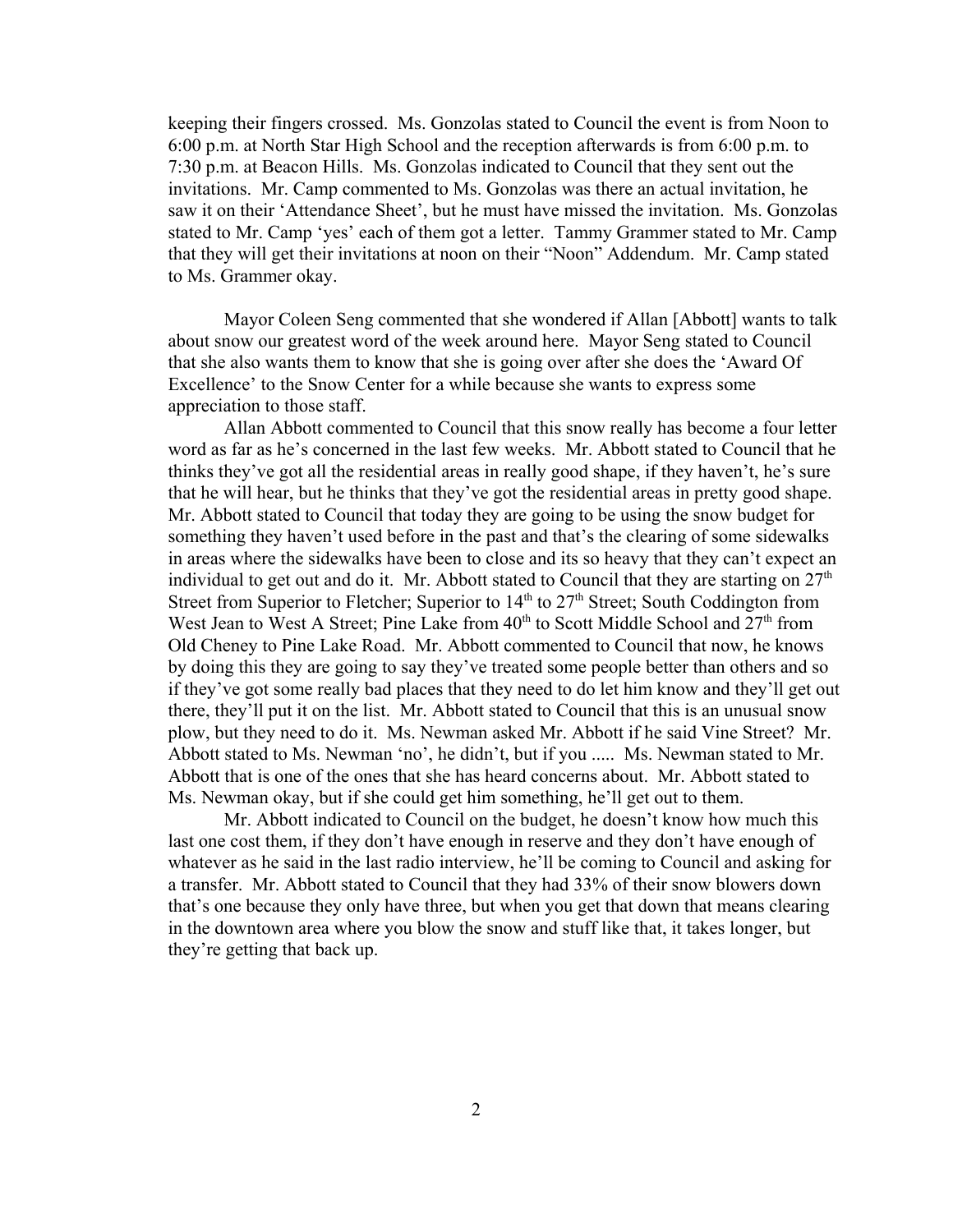keeping their fingers crossed. Ms. Gonzolas stated to Council the event is from Noon to 6:00 p.m. at North Star High School and the reception afterwards is from 6:00 p.m. to 7:30 p.m. at Beacon Hills. Ms. Gonzolas indicated to Council that they sent out the invitations. Mr. Camp commented to Ms. Gonzolas was there an actual invitation, he saw it on their 'Attendance Sheet', but he must have missed the invitation. Ms. Gonzolas stated to Mr. Camp 'yes' each of them got a letter. Tammy Grammer stated to Mr. Camp that they will get their invitations at noon on their "Noon" Addendum. Mr. Camp stated to Ms. Grammer okay.

Mayor Coleen Seng commented that she wondered if Allan [Abbott] wants to talk about snow our greatest word of the week around here. Mayor Seng stated to Council that she also wants them to know that she is going over after she does the 'Award Of Excellence' to the Snow Center for a while because she wants to express some appreciation to those staff.

Allan Abbott commented to Council that this snow really has become a four letter word as far as he's concerned in the last few weeks. Mr. Abbott stated to Council that he thinks they've got all the residential areas in really good shape, if they haven't, he's sure that he will hear, but he thinks that they've got the residential areas in pretty good shape. Mr. Abbott stated to Council that today they are going to be using the snow budget for something they haven't used before in the past and that's the clearing of some sidewalks in areas where the sidewalks have been to close and its so heavy that they can't expect an individual to get out and do it. Mr. Abbott stated to Council that they are starting on 27th Street from Superior to Fletcher; Superior to 14th to 27th Street; South Coddington from West Jean to West A Street; Pine Lake from 40th to Scott Middle School and 27th from Old Cheney to Pine Lake Road. Mr. Abbott commented to Council that now, he knows by doing this they are going to say they've treated some people better than others and so if they've got some really bad places that they need to do let him know and they'll get out there, they'll put it on the list. Mr. Abbott stated to Council that this is an unusual snow plow, but they need to do it. Ms. Newman asked Mr. Abbott if he said Vine Street? Mr. Abbott stated to Ms. Newman 'no', he didn't, but if you ..... Ms. Newman stated to Mr. Abbott that is one of the ones that she has heard concerns about. Mr. Abbott stated to Ms. Newman okay, but if she could get him something, he'll get out to them.

Mr. Abbott indicated to Council on the budget, he doesn't know how much this last one cost them, if they don't have enough in reserve and they don't have enough of whatever as he said in the last radio interview, he'll be coming to Council and asking for a transfer. Mr. Abbott stated to Council that they had 33% of their snow blowers down that's one because they only have three, but when you get that down that means clearing in the downtown area where you blow the snow and stuff like that, it takes longer, but they're getting that back up.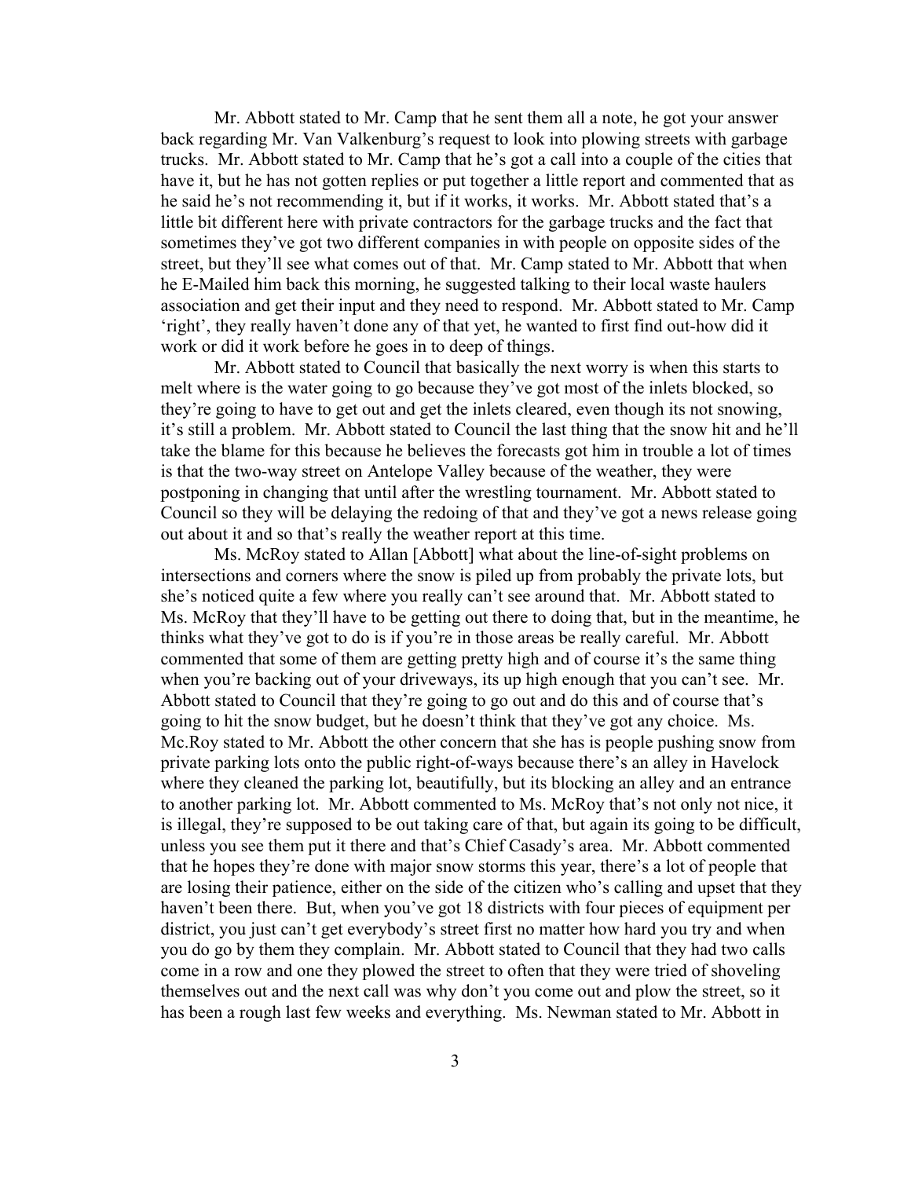Mr. Abbott stated to Mr. Camp that he sent them all a note, he got your answer back regarding Mr. Van Valkenburg's request to look into plowing streets with garbage trucks. Mr. Abbott stated to Mr. Camp that he's got a call into a couple of the cities that have it, but he has not gotten replies or put together a little report and commented that as he said he's not recommending it, but if it works, it works. Mr. Abbott stated that's a little bit different here with private contractors for the garbage trucks and the fact that sometimes they've got two different companies in with people on opposite sides of the street, but they'll see what comes out of that. Mr. Camp stated to Mr. Abbott that when he E-Mailed him back this morning, he suggested talking to their local waste haulers association and get their input and they need to respond. Mr. Abbott stated to Mr. Camp 'right', they really haven't done any of that yet, he wanted to first find out-how did it work or did it work before he goes in to deep of things.

Mr. Abbott stated to Council that basically the next worry is when this starts to melt where is the water going to go because they've got most of the inlets blocked, so they're going to have to get out and get the inlets cleared, even though its not snowing, it's still a problem. Mr. Abbott stated to Council the last thing that the snow hit and he'll take the blame for this because he believes the forecasts got him in trouble a lot of times is that the two-way street on Antelope Valley because of the weather, they were postponing in changing that until after the wrestling tournament. Mr. Abbott stated to Council so they will be delaying the redoing of that and they've got a news release going out about it and so that's really the weather report at this time.

Ms. McRoy stated to Allan [Abbott] what about the line-of-sight problems on intersections and corners where the snow is piled up from probably the private lots, but she's noticed quite a few where you really can't see around that. Mr. Abbott stated to Ms. McRoy that they'll have to be getting out there to doing that, but in the meantime, he thinks what they've got to do is if you're in those areas be really careful. Mr. Abbott commented that some of them are getting pretty high and of course it's the same thing when you're backing out of your driveways, its up high enough that you can't see. Mr. Abbott stated to Council that they're going to go out and do this and of course that's going to hit the snow budget, but he doesn't think that they've got any choice. Ms. Mc.Roy stated to Mr. Abbott the other concern that she has is people pushing snow from private parking lots onto the public right-of-ways because there's an alley in Havelock where they cleaned the parking lot, beautifully, but its blocking an alley and an entrance to another parking lot. Mr. Abbott commented to Ms. McRoy that's not only not nice, it is illegal, they're supposed to be out taking care of that, but again its going to be difficult, unless you see them put it there and that's Chief Casady's area. Mr. Abbott commented that he hopes they're done with major snow storms this year, there's a lot of people that are losing their patience, either on the side of the citizen who's calling and upset that they haven't been there. But, when you've got 18 districts with four pieces of equipment per district, you just can't get everybody's street first no matter how hard you try and when you do go by them they complain. Mr. Abbott stated to Council that they had two calls come in a row and one they plowed the street to often that they were tried of shoveling themselves out and the next call was why don't you come out and plow the street, so it has been a rough last few weeks and everything. Ms. Newman stated to Mr. Abbott in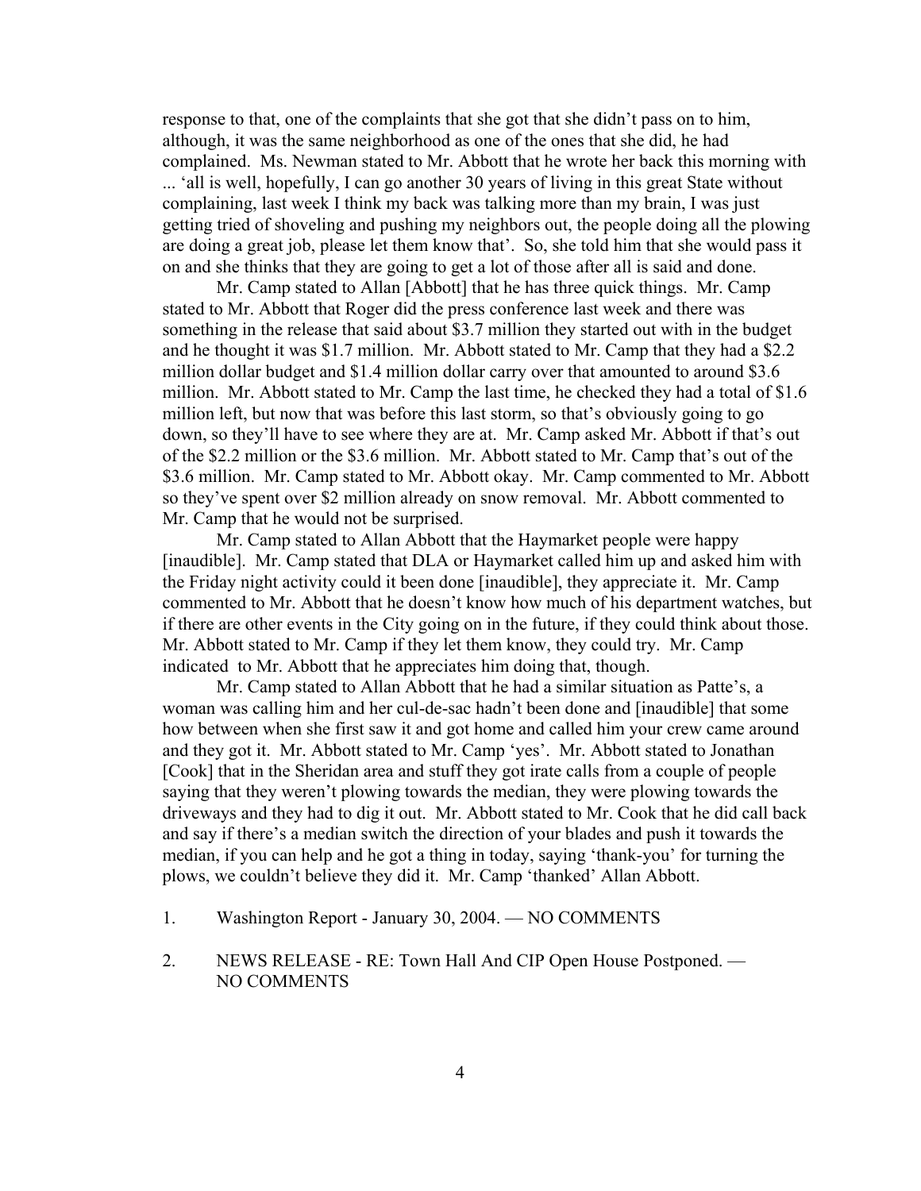response to that, one of the complaints that she got that she didn't pass on to him, although, it was the same neighborhood as one of the ones that she did, he had complained. Ms. Newman stated to Mr. Abbott that he wrote her back this morning with ... 'all is well, hopefully, I can go another 30 years of living in this great State without complaining, last week I think my back was talking more than my brain, I was just getting tried of shoveling and pushing my neighbors out, the people doing all the plowing are doing a great job, please let them know that'. So, she told him that she would pass it on and she thinks that they are going to get a lot of those after all is said and done.

Mr. Camp stated to Allan [Abbott] that he has three quick things. Mr. Camp stated to Mr. Abbott that Roger did the press conference last week and there was something in the release that said about $3.7 million they started out with in the budget and he thought it was $1.7 million. Mr. Abbott stated to Mr. Camp that they had a $2.2 million dollar budget and $1.4 million dollar carry over that amounted to around $3.6 million. Mr. Abbott stated to Mr. Camp the last time, he checked they had a total of $1.6 million left, but now that was before this last storm, so that's obviously going to go down, so they'll have to see where they are at. Mr. Camp asked Mr. Abbott if that's out of the $2.2 million or the $3.6 million. Mr. Abbott stated to Mr. Camp that's out of the $3.6 million. Mr. Camp stated to Mr. Abbott okay. Mr. Camp commented to Mr. Abbott so they've spent over $2 million already on snow removal. Mr. Abbott commented to Mr. Camp that he would not be surprised.

Mr. Camp stated to Allan Abbott that the Haymarket people were happy [inaudible]. Mr. Camp stated that DLA or Haymarket called him up and asked him with the Friday night activity could it been done [inaudible], they appreciate it. Mr. Camp commented to Mr. Abbott that he doesn't know how much of his department watches, but if there are other events in the City going on in the future, if they could think about those. Mr. Abbott stated to Mr. Camp if they let them know, they could try. Mr. Camp indicated to Mr. Abbott that he appreciates him doing that, though.

Mr. Camp stated to Allan Abbott that he had a similar situation as Patte's, a woman was calling him and her cul-de-sac hadn't been done and [inaudible] that some how between when she first saw it and got home and called him your crew came around and they got it. Mr. Abbott stated to Mr. Camp 'yes'. Mr. Abbott stated to Jonathan [Cook] that in the Sheridan area and stuff they got irate calls from a couple of people saying that they weren't plowing towards the median, they were plowing towards the driveways and they had to dig it out. Mr. Abbott stated to Mr. Cook that he did call back and say if there's a median switch the direction of your blades and push it towards the median, if you can help and he got a thing in today, saying 'thank-you' for turning the plows, we couldn't believe they did it. Mr. Camp 'thanked' Allan Abbott.

1. Washington Report - January 30, 2004. — NO COMMENTS

2. NEWS RELEASE - RE: Town Hall And CIP Open House Postponed. — NO COMMENTS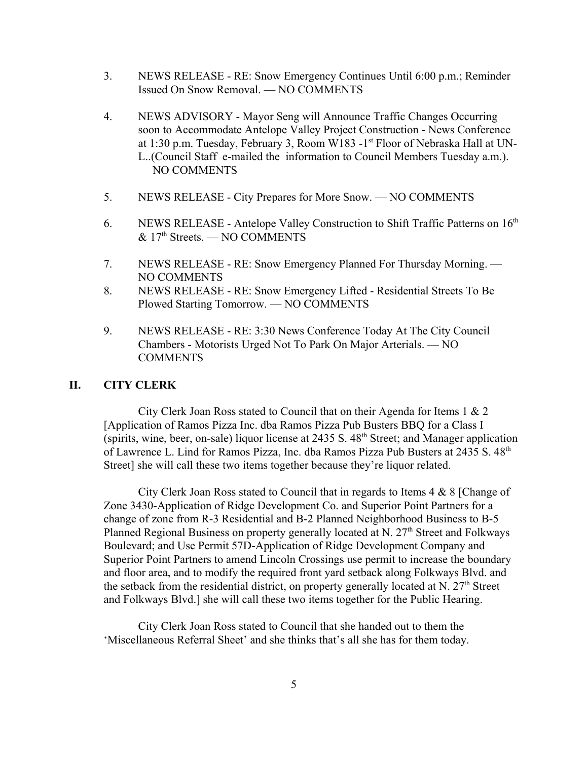3. NEWS RELEASE - RE: Snow Emergency Continues Until 6:00 p.m.; Reminder Issued On Snow Removal. — NO COMMENTS

4. NEWS ADVISORY - Mayor Seng will Announce Traffic Changes Occurring soon to Accommodate Antelope Valley Project Construction - News Conference at 1:30 p.m. Tuesday, February 3, Room W183 -1st Floor of Nebraska Hall at UN-L..(Council Staff e-mailed the information to Council Members Tuesday a.m.). — NO COMMENTS

5. NEWS RELEASE - City Prepares for More Snow. — NO COMMENTS

6. NEWS RELEASE - Antelope Valley Construction to Shift Traffic Patterns on 16th & 17th Streets. — NO COMMENTS

7. NEWS RELEASE - RE: Snow Emergency Planned For Thursday Morning. — NO COMMENTS

8. NEWS RELEASE - RE: Snow Emergency Lifted - Residential Streets To Be Plowed Starting Tomorrow. — NO COMMENTS

9. NEWS RELEASE - RE: 3:30 News Conference Today At The City Council Chambers - Motorists Urged Not To Park On Major Arterials. — NO COMMENTS

## II. CITY CLERK

City Clerk Joan Ross stated to Council that on their Agenda for Items 1 & 2 [Application of Ramos Pizza Inc. dba Ramos Pizza Pub Busters BBQ for a Class I (spirits, wine, beer, on-sale) liquor license at 2435 S. 48th Street; and Manager application of Lawrence L. Lind for Ramos Pizza, Inc. dba Ramos Pizza Pub Busters at 2435 S. 48th Street] she will call these two items together because they're liquor related.

City Clerk Joan Ross stated to Council that in regards to Items 4 & 8 [Change of Zone 3430-Application of Ridge Development Co. and Superior Point Partners for a change of zone from R-3 Residential and B-2 Planned Neighborhood Business to B-5 Planned Regional Business on property generally located at N. 27th Street and Folkways Boulevard; and Use Permit 57D-Application of Ridge Development Company and Superior Point Partners to amend Lincoln Crossings use permit to increase the boundary and floor area, and to modify the required front yard setback along Folkways Blvd. and the setback from the residential district, on property generally located at N. 27th Street and Folkways Blvd.] she will call these two items together for the Public Hearing.

City Clerk Joan Ross stated to Council that she handed out to them the 'Miscellaneous Referral Sheet' and she thinks that's all she has for them today.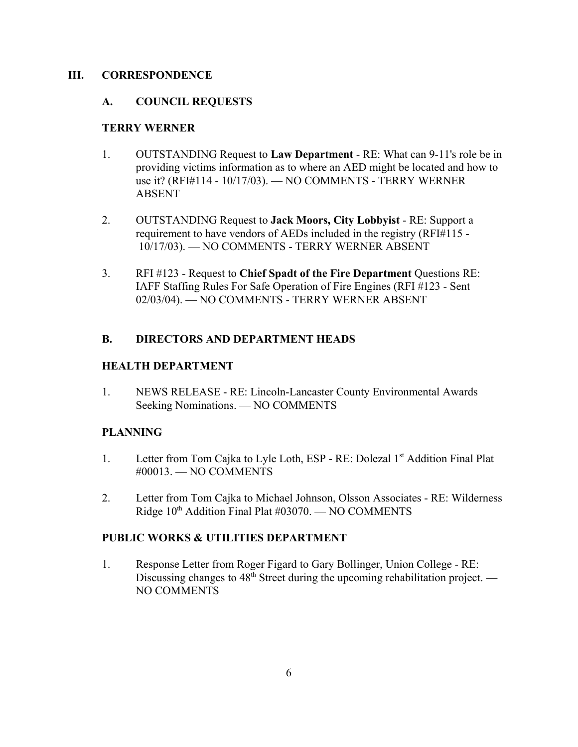## III. CORRESPONDENCE

### A. COUNCIL REQUESTS

**TERRY WERNER**

1. OUTSTANDING Request to **Law Department** - RE: What can 9-11's role be in providing victims information as to where an AED might be located and how to use it? (RFI#114 - 10/17/03). — NO COMMENTS - TERRY WERNER ABSENT

2. OUTSTANDING Request to **Jack Moors, City Lobbyist** - RE: Support a requirement to have vendors of AEDs included in the registry (RFI#115 - 10/17/03). — NO COMMENTS - TERRY WERNER ABSENT

3. RFI #123 - Request to **Chief Spadt of the Fire Department** Questions RE: IAFF Staffing Rules For Safe Operation of Fire Engines (RFI #123 - Sent 02/03/04). — NO COMMENTS - TERRY WERNER ABSENT

### B. DIRECTORS AND DEPARTMENT HEADS

**HEALTH DEPARTMENT**

1. NEWS RELEASE - RE: Lincoln-Lancaster County Environmental Awards Seeking Nominations. — NO COMMENTS

**PLANNING**

1. Letter from Tom Cajka to Lyle Loth, ESP - RE: Dolezal 1st Addition Final Plat #00013. — NO COMMENTS

2. Letter from Tom Cajka to Michael Johnson, Olsson Associates - RE: Wilderness Ridge 10th Addition Final Plat #03070. — NO COMMENTS

**PUBLIC WORKS & UTILITIES DEPARTMENT**

1. Response Letter from Roger Figard to Gary Bollinger, Union College - RE: Discussing changes to 48th Street during the upcoming rehabilitation project. — NO COMMENTS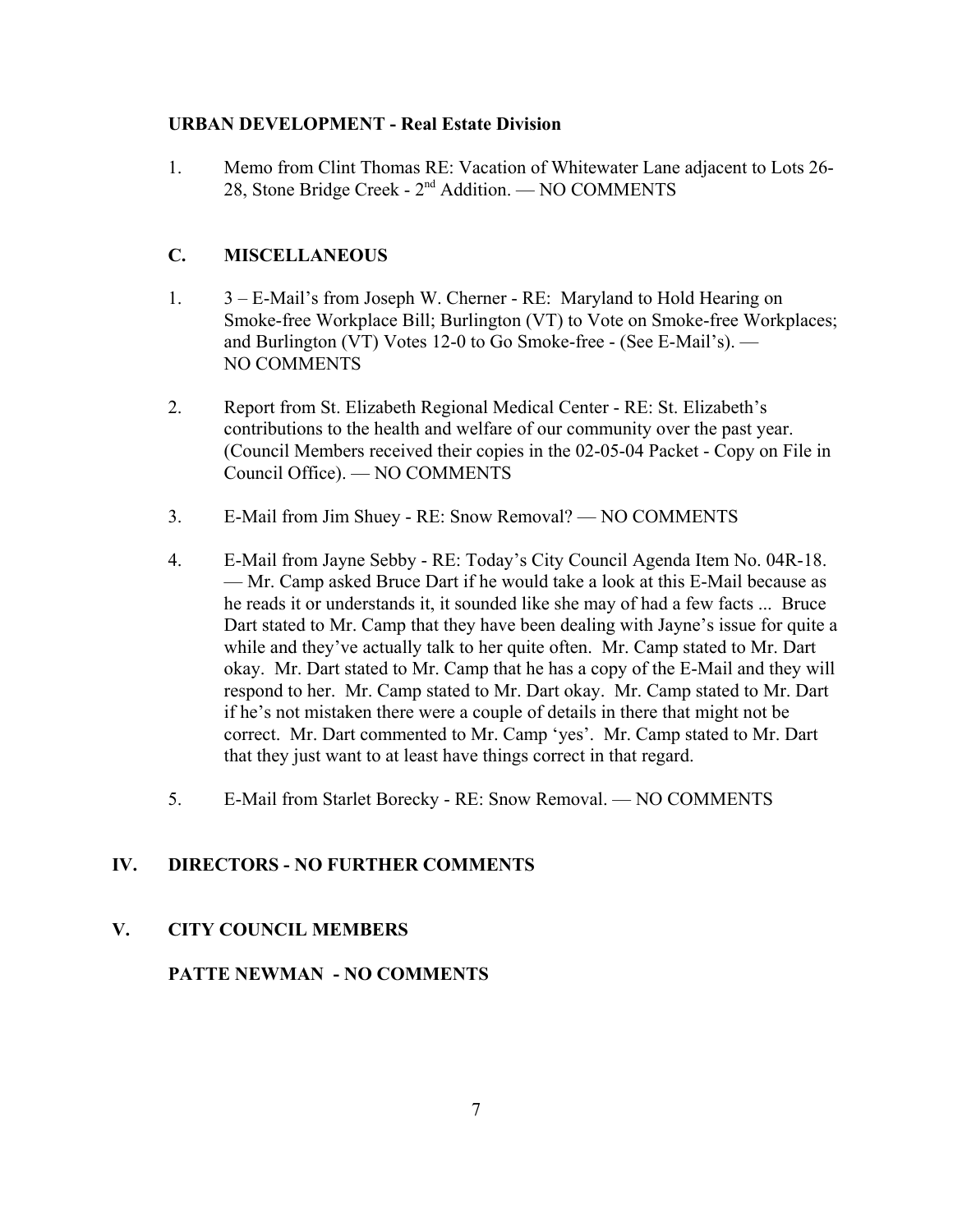**URBAN DEVELOPMENT - Real Estate Division**

1. Memo from Clint Thomas RE: Vacation of Whitewater Lane adjacent to Lots 26-28, Stone Bridge Creek - 2nd Addition. — NO COMMENTS

## C. MISCELLANEOUS

1. 3 – E-Mail's from Joseph W. Cherner - RE: Maryland to Hold Hearing on Smoke-free Workplace Bill; Burlington (VT) to Vote on Smoke-free Workplaces; and Burlington (VT) Votes 12-0 to Go Smoke-free - (See E-Mail's). — NO COMMENTS

2. Report from St. Elizabeth Regional Medical Center - RE: St. Elizabeth's contributions to the health and welfare of our community over the past year. (Council Members received their copies in the 02-05-04 Packet - Copy on File in Council Office). — NO COMMENTS

3. E-Mail from Jim Shuey - RE: Snow Removal? — NO COMMENTS

4. E-Mail from Jayne Sebby - RE: Today's City Council Agenda Item No. 04R-18. — Mr. Camp asked Bruce Dart if he would take a look at this E-Mail because as he reads it or understands it, it sounded like she may of had a few facts ... Bruce Dart stated to Mr. Camp that they have been dealing with Jayne's issue for quite a while and they've actually talk to her quite often. Mr. Camp stated to Mr. Dart okay. Mr. Dart stated to Mr. Camp that he has a copy of the E-Mail and they will respond to her. Mr. Camp stated to Mr. Dart okay. Mr. Camp stated to Mr. Dart if he's not mistaken there were a couple of details in there that might not be correct. Mr. Dart commented to Mr. Camp 'yes'. Mr. Camp stated to Mr. Dart that they just want to at least have things correct in that regard.

5. E-Mail from Starlet Borecky - RE: Snow Removal. — NO COMMENTS

## IV. DIRECTORS - NO FURTHER COMMENTS

## V. CITY COUNCIL MEMBERS

**PATTE NEWMAN - NO COMMENTS**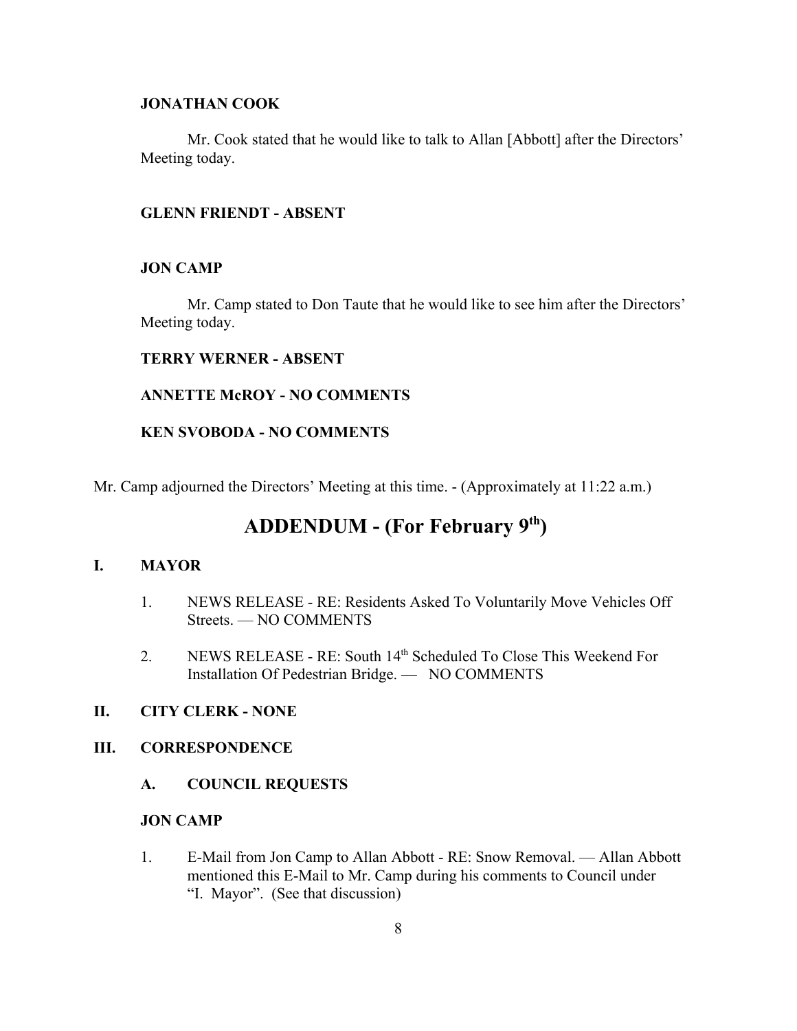**JONATHAN COOK**

Mr. Cook stated that he would like to talk to Allan [Abbott] after the Directors' Meeting today.

**GLENN FRIENDT - ABSENT**

**JON CAMP**

Mr. Camp stated to Don Taute that he would like to see him after the Directors' Meeting today.

**TERRY WERNER - ABSENT**

**ANNETTE McROY - NO COMMENTS**

**KEN SVOBODA - NO COMMENTS**

Mr. Camp adjourned the Directors' Meeting at this time. - (Approximately at 11:22 a.m.)

# ADDENDUM - (For February 9th)

## I. MAYOR

1. NEWS RELEASE - RE: Residents Asked To Voluntarily Move Vehicles Off Streets. — NO COMMENTS
2. NEWS RELEASE - RE: South 14th Scheduled To Close This Weekend For Installation Of Pedestrian Bridge. — NO COMMENTS

## II. CITY CLERK - NONE

## III. CORRESPONDENCE

### A. COUNCIL REQUESTS

**JON CAMP**

1. E-Mail from Jon Camp to Allan Abbott - RE: Snow Removal. — Allan Abbott mentioned this E-Mail to Mr. Camp during his comments to Council under "I. Mayor". (See that discussion)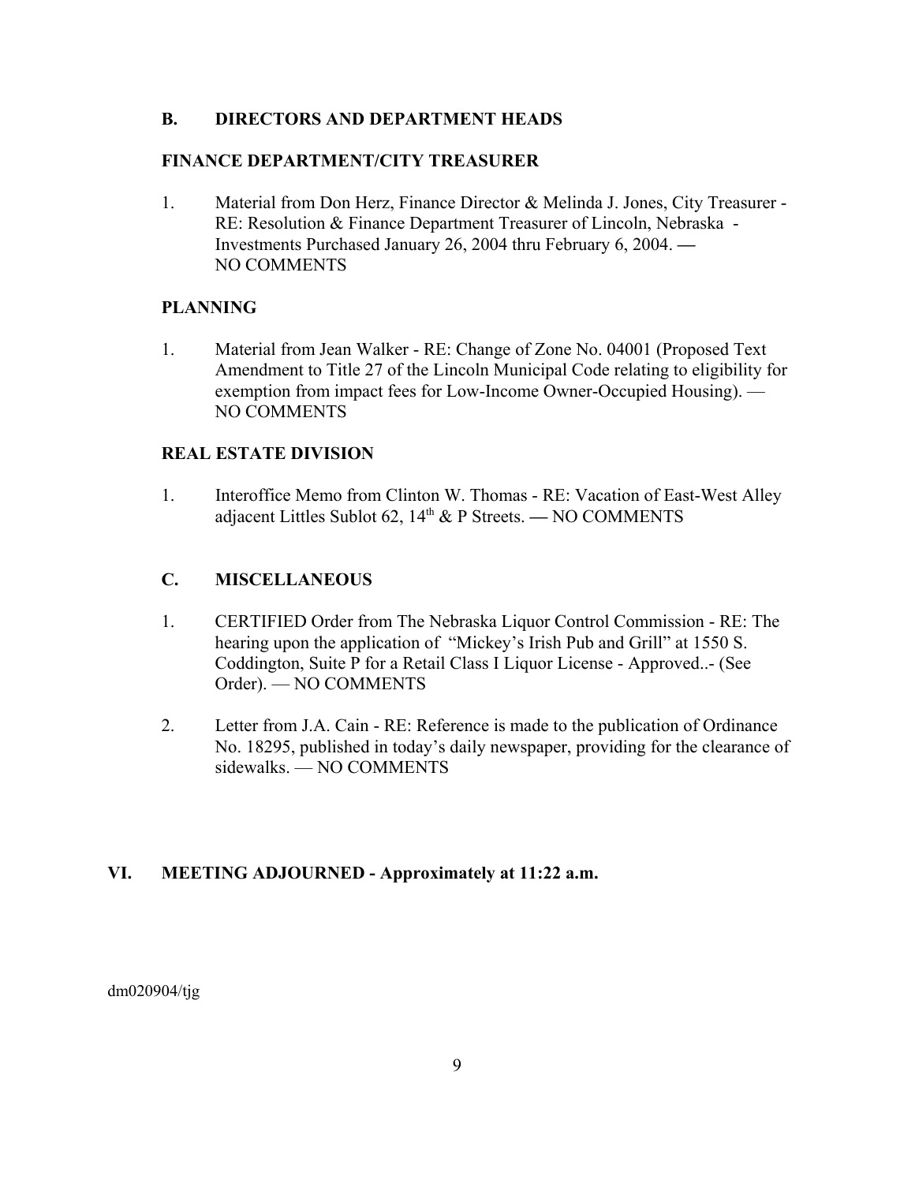## B. DIRECTORS AND DEPARTMENT HEADS

### FINANCE DEPARTMENT/CITY TREASURER

1. Material from Don Herz, Finance Director & Melinda J. Jones, City Treasurer - RE: Resolution & Finance Department Treasurer of Lincoln, Nebraska - Investments Purchased January 26, 2004 thru February 6, 2004. — NO COMMENTS

### PLANNING

1. Material from Jean Walker - RE: Change of Zone No. 04001 (Proposed Text Amendment to Title 27 of the Lincoln Municipal Code relating to eligibility for exemption from impact fees for Low-Income Owner-Occupied Housing). — NO COMMENTS

### REAL ESTATE DIVISION

1. Interoffice Memo from Clinton W. Thomas - RE: Vacation of East-West Alley adjacent Littles Sublot 62, 14th & P Streets. — NO COMMENTS

## C. MISCELLANEOUS

1. CERTIFIED Order from The Nebraska Liquor Control Commission - RE: The hearing upon the application of "Mickey's Irish Pub and Grill" at 1550 S. Coddington, Suite P for a Retail Class I Liquor License - Approved..- (See Order). — NO COMMENTS

2. Letter from J.A. Cain - RE: Reference is made to the publication of Ordinance No. 18295, published in today's daily newspaper, providing for the clearance of sidewalks. — NO COMMENTS

## VI. MEETING ADJOURNED - Approximately at 11:22 a.m.

dm020904/tjg